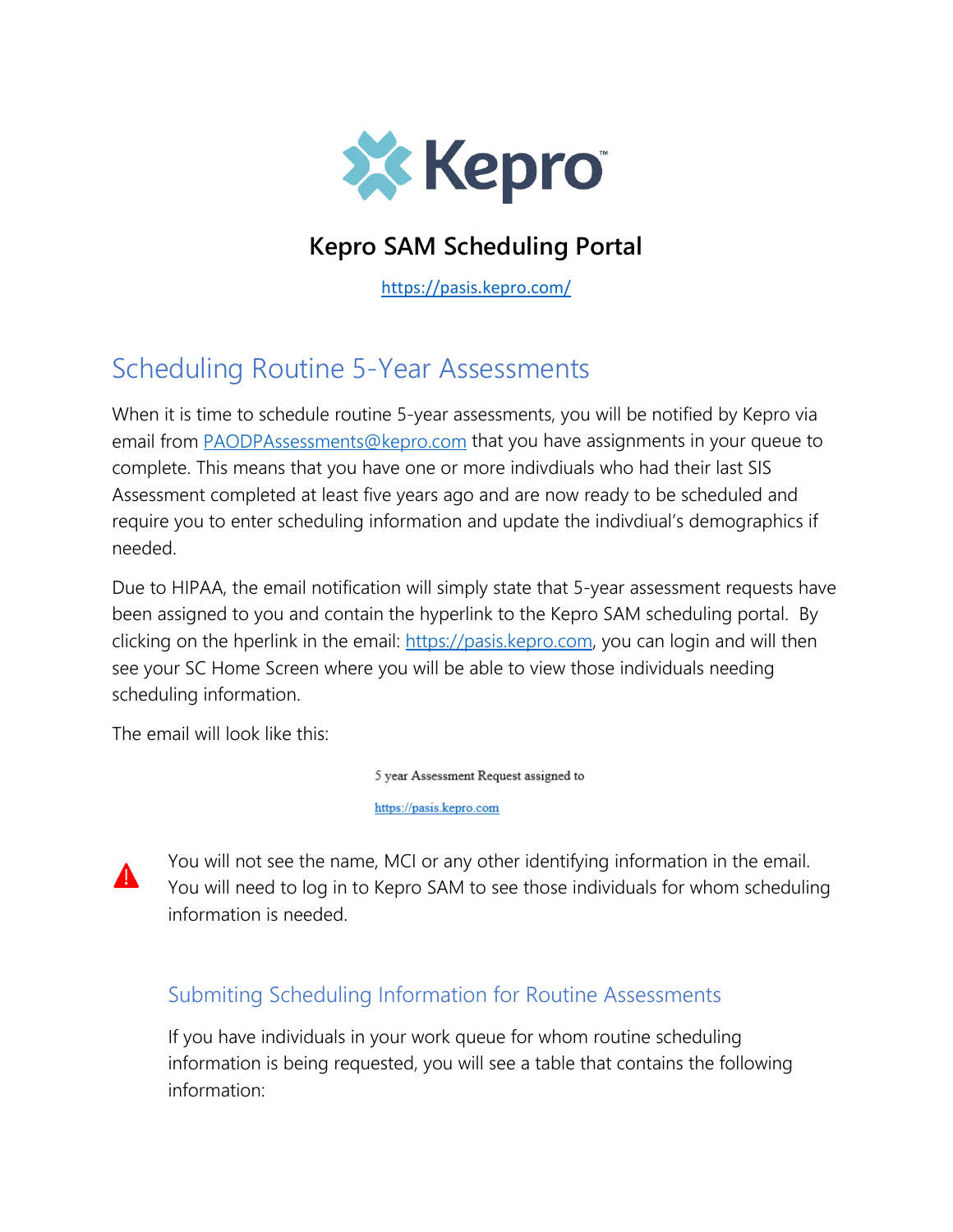# Kepro SAM Scheduling Portal

https://pasis.kepro.com/

## Scheduling Routine 5-Year Assessments

When it is time to schedule routine 5-year assessments, you will be notified by Kepro via email from PAODPAssessments@kepro.com that you have assignments in your queue to complete. This means that you have one or more indivdiuals who had their last SIS Assessment completed at least five years ago and are now ready to be scheduled and require you to enter scheduling information and update the indivdiual's demographics if needed.

Due to HIPAA, the email notification will simply state that 5-year assessment requests have been assigned to you and contain the hyperlink to the Kepro SAM scheduling portal. By clicking on the hperlink in the email: https://pasis.kepro.com, you can login and will then see your SC Home Screen where you will be able to view those individuals needing scheduling information.

The email will look like this:

> 5 year Assessment Request assigned to
>
> https://pasis.kepro.com

⚠ You will not see the name, MCI or any other identifying information in the email. You will need to log in to Kepro SAM to see those individuals for whom scheduling information is needed.

### Submiting Scheduling Information for Routine Assessments

If you have individuals in your work queue for whom routine scheduling information is being requested, you will see a table that contains the following information: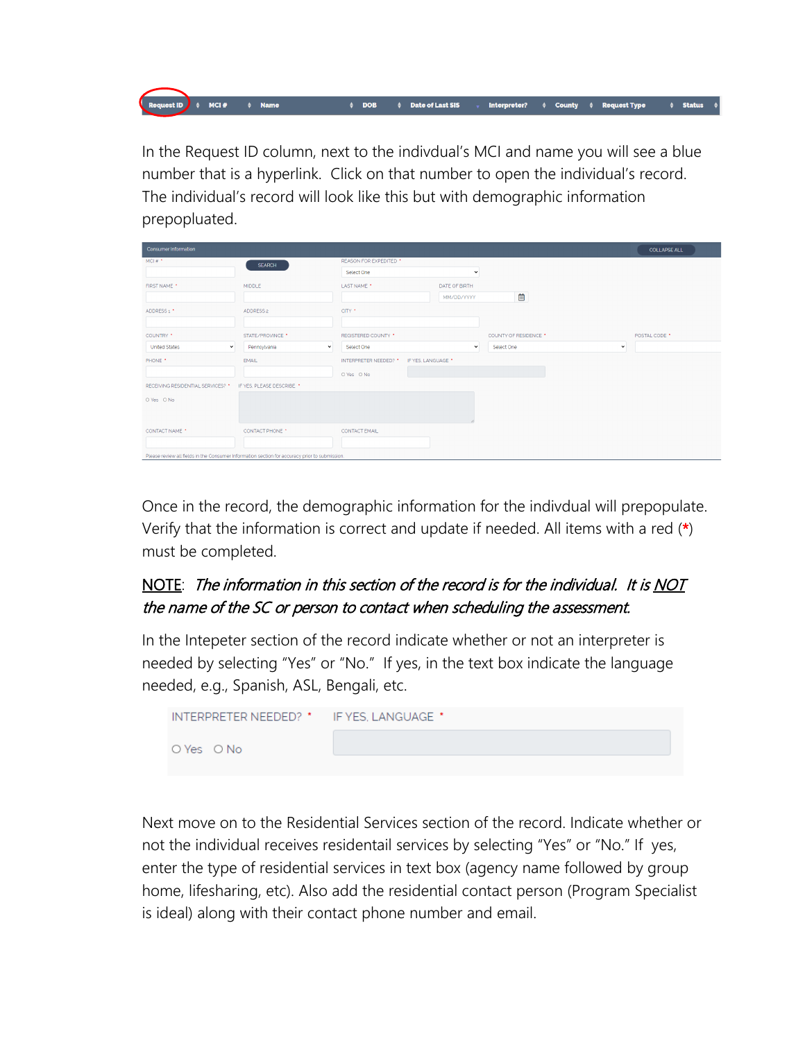| Request ID | MCI # | Name | DOB | Date of Last SIS | Interpreter? | County | Request Type | Status |
|---|---|---|---|---|---|---|---|---|

In the Request ID column, next to the indivdual's MCI and name you will see a blue number that is a hyperlink. Click on that number to open the individual's record. The individual's record will look like this but with demographic information prepopluated.

Once in the record, the demographic information for the indivdual will prepopulate. Verify that the information is correct and update if needed. All items with a red (*) must be completed.

<u>NOTE</u>: *The information in this section of the record is for the individual. It is <u>NOT</u> the name of the SC or person to contact when scheduling the assessment.*

In the Intepeter section of the record indicate whether or not an interpreter is needed by selecting "Yes" or "No." If yes, in the text box indicate the language needed, e.g., Spanish, ASL, Bengali, etc.

Next move on to the Residential Services section of the record. Indicate whether or not the individual receives residentail services by selecting "Yes" or "No." If yes, enter the type of residential services in text box (agency name followed by group home, lifesharing, etc). Also add the residential contact person (Program Specialist is ideal) along with their contact phone number and email.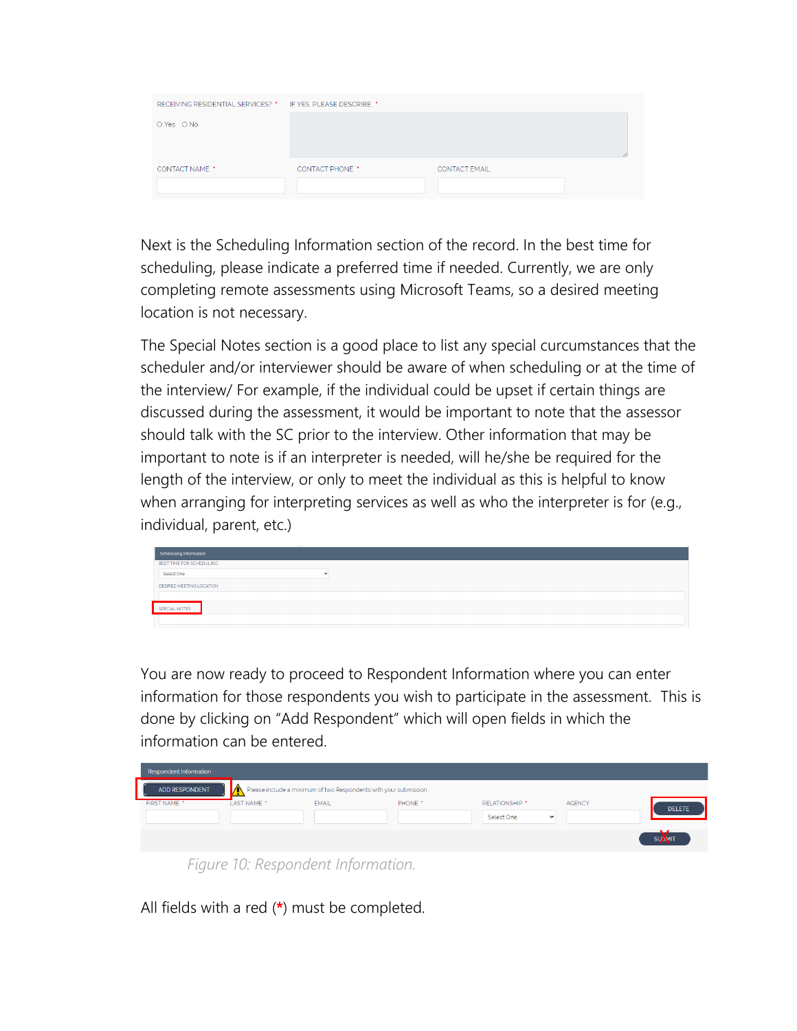Next is the Scheduling Information section of the record. In the best time for scheduling, please indicate a preferred time if needed. Currently, we are only completing remote assessments using Microsoft Teams, so a desired meeting location is not necessary.

The Special Notes section is a good place to list any special curcumstances that the scheduler and/or interviewer should be aware of when scheduling or at the time of the interview/ For example, if the individual could be upset if certain things are discussed during the assessment, it would be important to note that the assessor should talk with the SC prior to the interview. Other information that may be important to note is if an interpreter is needed, will he/she be required for the length of the interview, or only to meet the individual as this is helpful to know when arranging for interpreting services as well as who the interpreter is for (e.g., individual, parent, etc.)

You are now ready to proceed to Respondent Information where you can enter information for those respondents you wish to participate in the assessment. This is done by clicking on "Add Respondent" which will open fields in which the information can be entered.

*Figure 10: Respondent Information.*

All fields with a red (*) must be completed.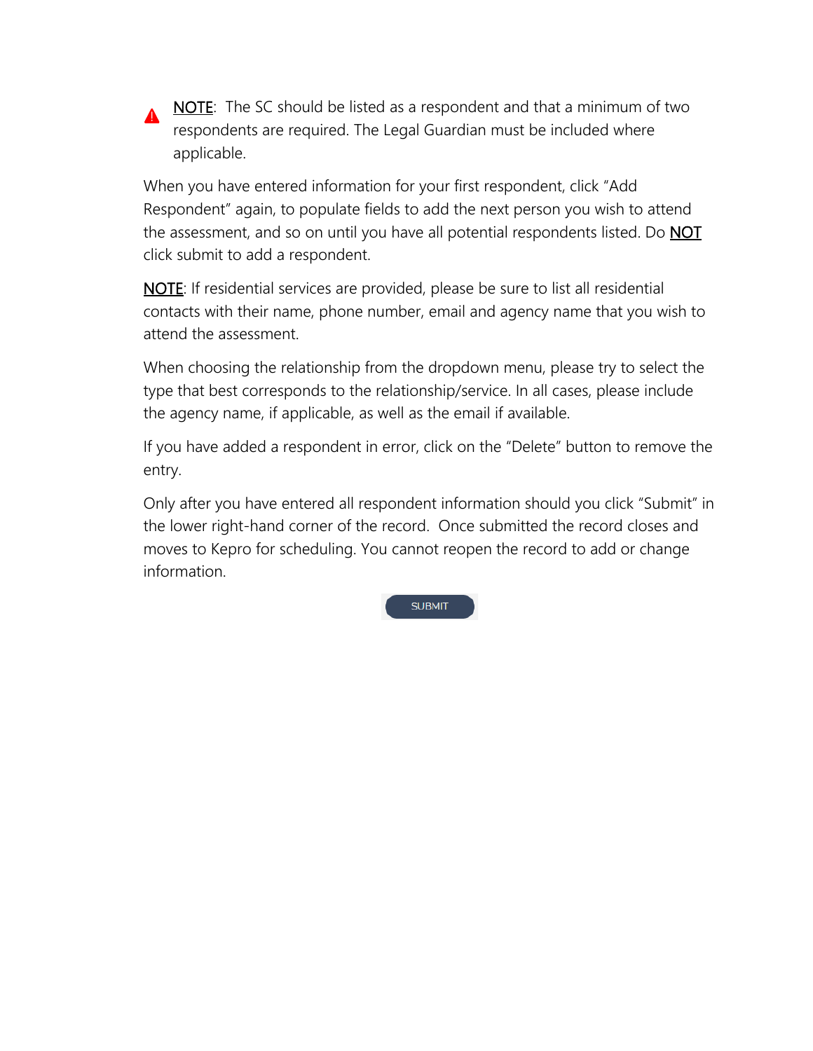⚠ NOTE: The SC should be listed as a respondent and that a minimum of two respondents are required. The Legal Guardian must be included where applicable.

When you have entered information for your first respondent, click "Add Respondent" again, to populate fields to add the next person you wish to attend the assessment, and so on until you have all potential respondents listed. Do NOT click submit to add a respondent.

NOTE: If residential services are provided, please be sure to list all residential contacts with their name, phone number, email and agency name that you wish to attend the assessment.

When choosing the relationship from the dropdown menu, please try to select the type that best corresponds to the relationship/service. In all cases, please include the agency name, if applicable, as well as the email if available.

If you have added a respondent in error, click on the "Delete" button to remove the entry.

Only after you have entered all respondent information should you click "Submit" in the lower right-hand corner of the record. Once submitted the record closes and moves to Kepro for scheduling. You cannot reopen the record to add or change information.

SUBMIT